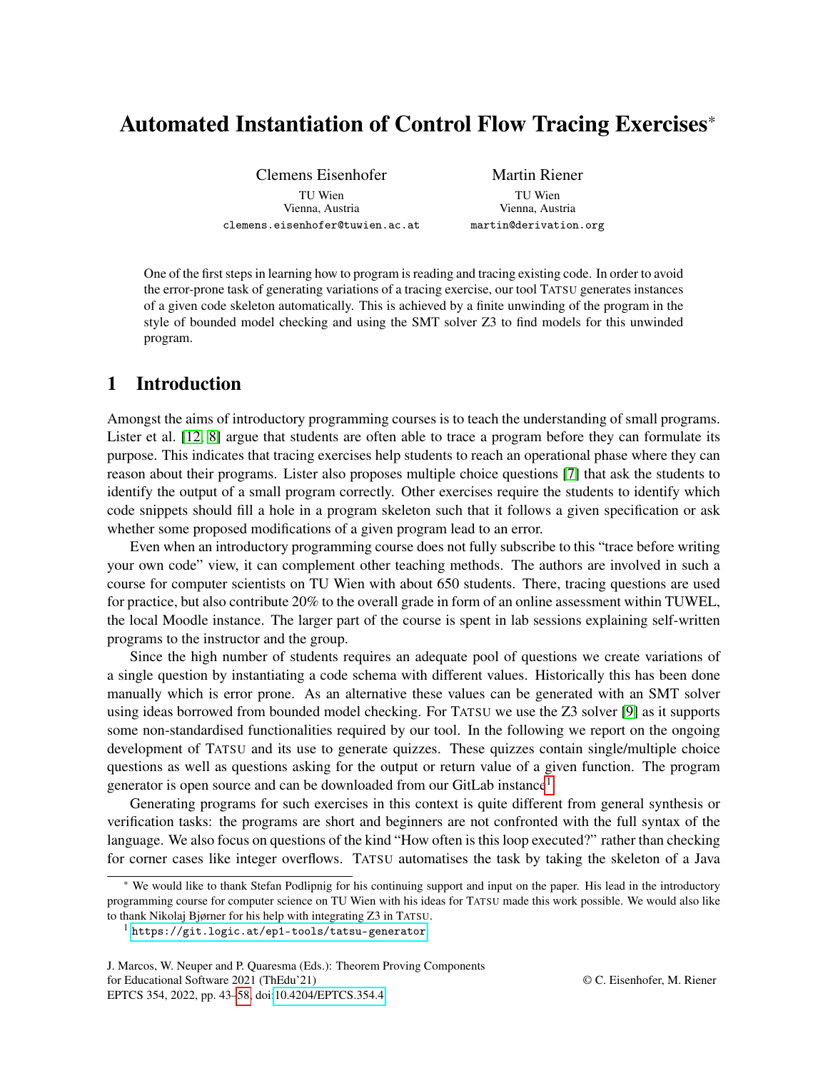# Automated Instantiation of Control Flow Tracing Exercises*

Clemens Eisenhofer
TU Wien
Vienna, Austria
clemens.eisenhofer@tuwien.ac.at

Martin Riener
TU Wien
Vienna, Austria
martin@derivation.org

One of the first steps in learning how to program is reading and tracing existing code. In order to avoid the error-prone task of generating variations of a tracing exercise, our tool TATSU generates instances of a given code skeleton automatically. This is achieved by a finite unwinding of the program in the style of bounded model checking and using the SMT solver Z3 to find models for this unwinded program.

## 1 Introduction

Amongst the aims of introductory programming courses is to teach the understanding of small programs. Lister et al. [12, 8] argue that students are often able to trace a program before they can formulate its purpose. This indicates that tracing exercises help students to reach an operational phase where they can reason about their programs. Lister also proposes multiple choice questions [7] that ask the students to identify the output of a small program correctly. Other exercises require the students to identify which code snippets should fill a hole in a program skeleton such that it follows a given specification or ask whether some proposed modifications of a given program lead to an error.

Even when an introductory programming course does not fully subscribe to this "trace before writing your own code" view, it can complement other teaching methods. The authors are involved in such a course for computer scientists on TU Wien with about 650 students. There, tracing questions are used for practice, but also contribute 20% to the overall grade in form of an online assessment within TUWEL, the local Moodle instance. The larger part of the course is spent in lab sessions explaining self-written programs to the instructor and the group.

Since the high number of students requires an adequate pool of questions we create variations of a single question by instantiating a code schema with different values. Historically this has been done manually which is error prone. As an alternative these values can be generated with an SMT solver using ideas borrowed from bounded model checking. For TATSU we use the Z3 solver [9] as it supports some non-standardised functionalities required by our tool. In the following we report on the ongoing development of TATSU and its use to generate quizzes. These quizzes contain single/multiple choice questions as well as questions asking for the output or return value of a given function. The program generator is open source and can be downloaded from our GitLab instance[1].

Generating programs for such exercises in this context is quite different from general synthesis or verification tasks: the programs are short and beginners are not confronted with the full syntax of the language. We also focus on questions of the kind "How often is this loop executed?" rather than checking for corner cases like integer overflows. TATSU automatises the task by taking the skeleton of a Java

* We would like to thank Stefan Podlipnig for his continuing support and input on the paper. His lead in the introductory programming course for computer science on TU Wien with his ideas for TATSU made this work possible. We would also like to thank Nikolaj Bjørner for his help with integrating Z3 in TATSU.

[1] https://git.logic.at/ep1-tools/tatsu-generator

J. Marcos, W. Neuper and P. Quaresma (Eds.): Theorem Proving Components for Educational Software 2021 (ThEdu'21)
EPTCS 354, 2022, pp. 43–58, doi:10.4204/EPTCS.354.4

© C. Eisenhofer, M. Riener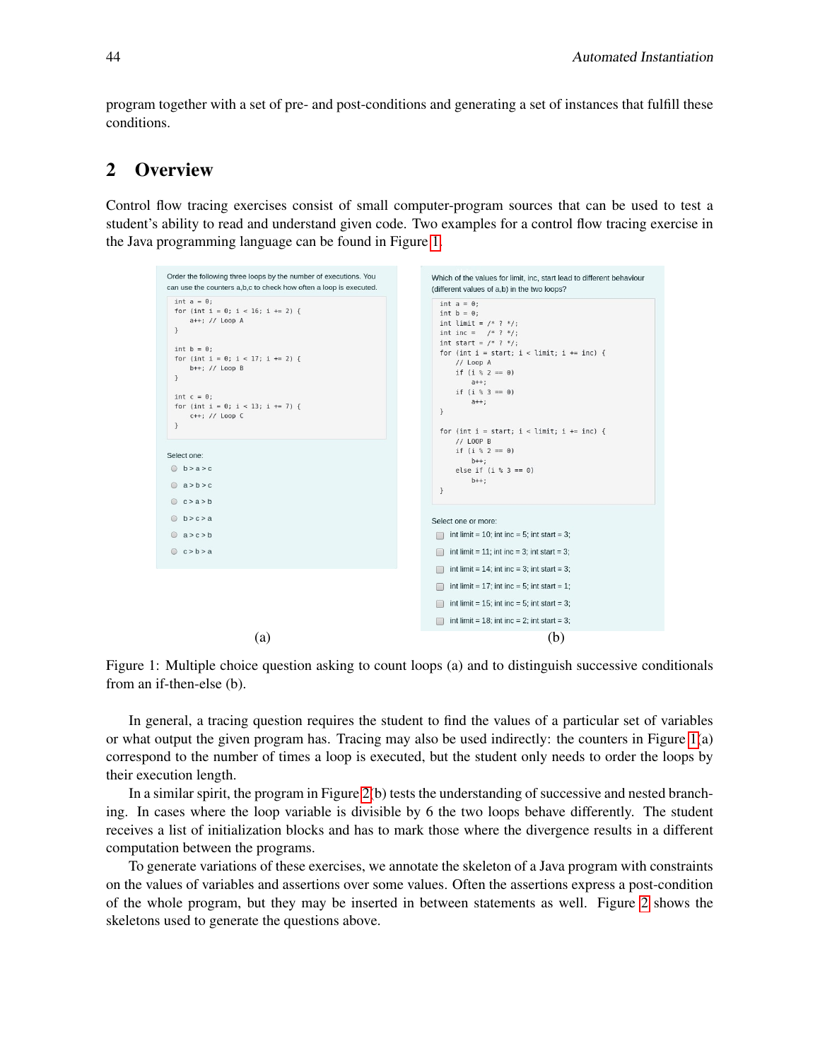program together with a set of pre- and post-conditions and generating a set of instances that fulfill these conditions.

## 2 Overview

Control flow tracing exercises consist of small computer-program sources that can be used to test a student's ability to read and understand given code. Two examples for a control flow tracing exercise in the Java programming language can be found in Figure 1.

Order the following three loops by the number of executions. You can use the counters a,b,c to check how often a loop is executed.

```
int a = 0;
for (int i = 0; i < 16; i += 2) {
    a++; // Loop A
}

int b = 0;
for (int i = 0; i < 17; i += 2) {
    b++; // Loop B
}

int c = 0;
for (int i = 0; i < 13; i += 7) {
    c++; // Loop C
}
```

Select one:

- b > a > c
- a > b > c
- c > a > b
- b > c > a
- a > c > b
- c > b > a

(a)

Which of the values for limit, inc, start lead to different behaviour (different values of a,b) in the two loops?

```
int a = 0;
int b = 0;
int limit = /* ? */;
int inc =   /* ? */;
int start = /* ? */;
for (int i = start; i < limit; i += inc) {
    // Loop A
    if (i % 2 == 0)
        a++;
    if (i % 3 == 0)
        a++;
}

for (int i = start; i < limit; i += inc) {
    // LOOP B
    if (i % 2 == 0)
        b++;
    else if (i % 3 == 0)
        b++;
}
```

Select one or more:

- int limit = 10; int inc = 5; int start = 3;
- int limit = 11; int inc = 3; int start = 3;
- int limit = 14; int inc = 3; int start = 3;
- int limit = 17; int inc = 5; int start = 1;
- int limit = 15; int inc = 5; int start = 3;
- int limit = 18; int inc = 2; int start = 3;

(b)

Figure 1: Multiple choice question asking to count loops (a) and to distinguish successive conditionals from an if-then-else (b).

In general, a tracing question requires the student to find the values of a particular set of variables or what output the given program has. Tracing may also be used indirectly: the counters in Figure 1(a) correspond to the number of times a loop is executed, but the student only needs to order the loops by their execution length.

In a similar spirit, the program in Figure 2(b) tests the understanding of successive and nested branching. In cases where the loop variable is divisible by 6 the two loops behave differently. The student receives a list of initialization blocks and has to mark those where the divergence results in a different computation between the programs.

To generate variations of these exercises, we annotate the skeleton of a Java program with constraints on the values of variables and assertions over some values. Often the assertions express a post-condition of the whole program, but they may be inserted in between statements as well. Figure 2 shows the skeletons used to generate the questions above.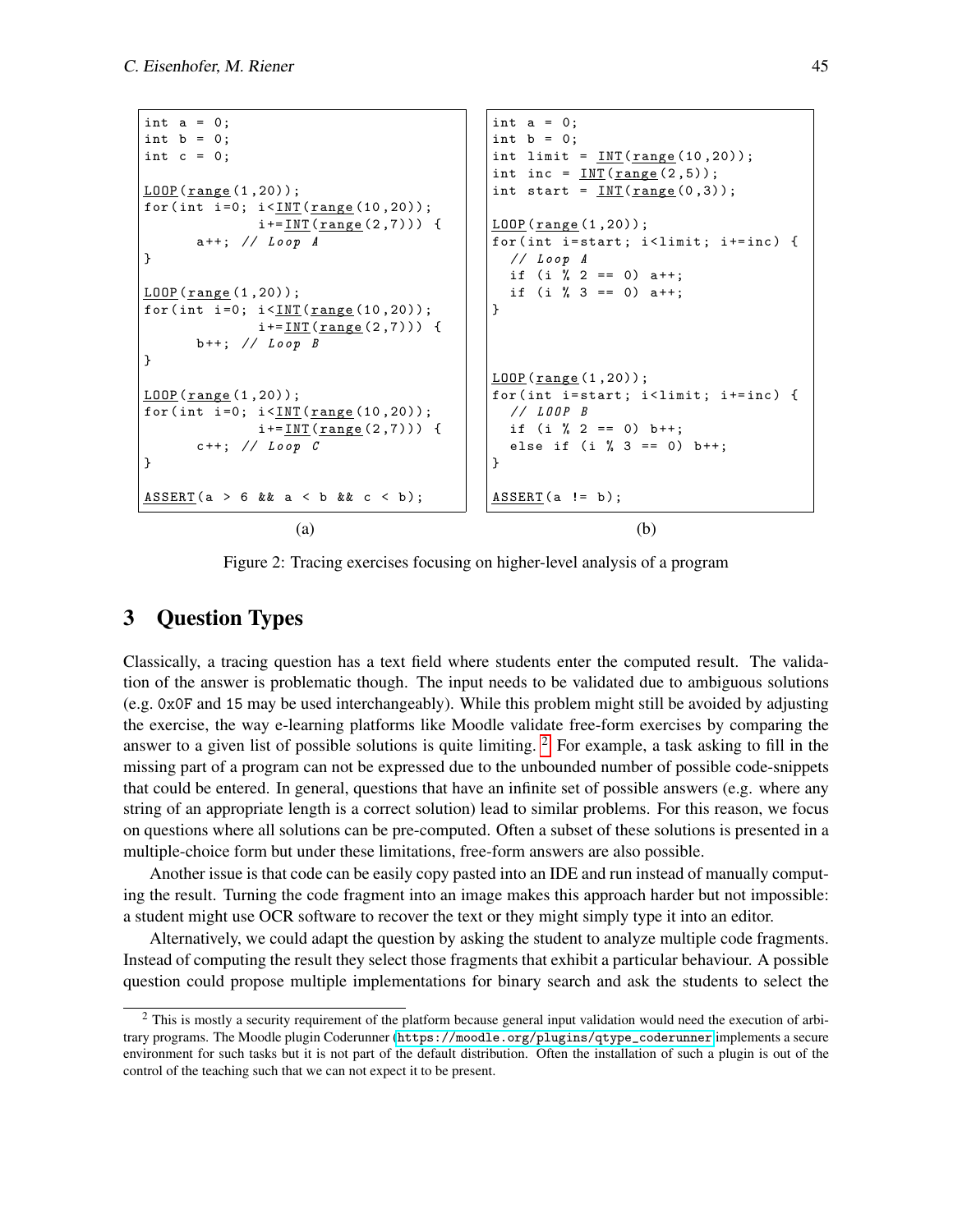```
int a = 0;
int b = 0;
int c = 0;

LOOP(range(1,20));
for(int i=0; i<INT(range(10,20));
             i+=INT(range(2,7))) {
      a++; // Loop A
}

LOOP(range(1,20));
for(int i=0; i<INT(range(10,20));
             i+=INT(range(2,7))) {
      b++; // Loop B
}

LOOP(range(1,20));
for(int i=0; i<INT(range(10,20));
             i+=INT(range(2,7))) {
      c++; // Loop C
}

ASSERT(a > 6 && a < b && c < b);
```

(a)

```
int a = 0;
int b = 0;
int limit = INT(range(10,20));
int inc = INT(range(2,5));
int start = INT(range(0,3));

LOOP(range(1,20));
for(int i=start; i<limit; i+=inc) {
  // Loop A
  if (i % 2 == 0) a++;
  if (i % 3 == 0) a++;
}



LOOP(range(1,20));
for(int i=start; i<limit; i+=inc) {
  // LOOP B
  if (i % 2 == 0) b++;
  else if (i % 3 == 0) b++;
}

ASSERT(a != b);
```

(b)

Figure 2: Tracing exercises focusing on higher-level analysis of a program

## 3 Question Types

Classically, a tracing question has a text field where students enter the computed result. The validation of the answer is problematic though. The input needs to be validated due to ambiguous solutions (e.g. 0x0F and 15 may be used interchangeably). While this problem might still be avoided by adjusting the exercise, the way e-learning platforms like Moodle validate free-form exercises by comparing the answer to a given list of possible solutions is quite limiting. [2] For example, a task asking to fill in the missing part of a program can not be expressed due to the unbounded number of possible code-snippets that could be entered. In general, questions that have an infinite set of possible answers (e.g. where any string of an appropriate length is a correct solution) lead to similar problems. For this reason, we focus on questions where all solutions can be pre-computed. Often a subset of these solutions is presented in a multiple-choice form but under these limitations, free-form answers are also possible.

Another issue is that code can be easily copy pasted into an IDE and run instead of manually computing the result. Turning the code fragment into an image makes this approach harder but not impossible: a student might use OCR software to recover the text or they might simply type it into an editor.

Alternatively, we could adapt the question by asking the student to analyze multiple code fragments. Instead of computing the result they select those fragments that exhibit a particular behaviour. A possible question could propose multiple implementations for binary search and ask the students to select the

[2] This is mostly a security requirement of the platform because general input validation would need the execution of arbitrary programs. The Moodle plugin Coderunner (https://moodle.org/plugins/qtype_coderunner) implements a secure environment for such tasks but it is not part of the default distribution. Often the installation of such a plugin is out of the control of the teaching such that we can not expect it to be present.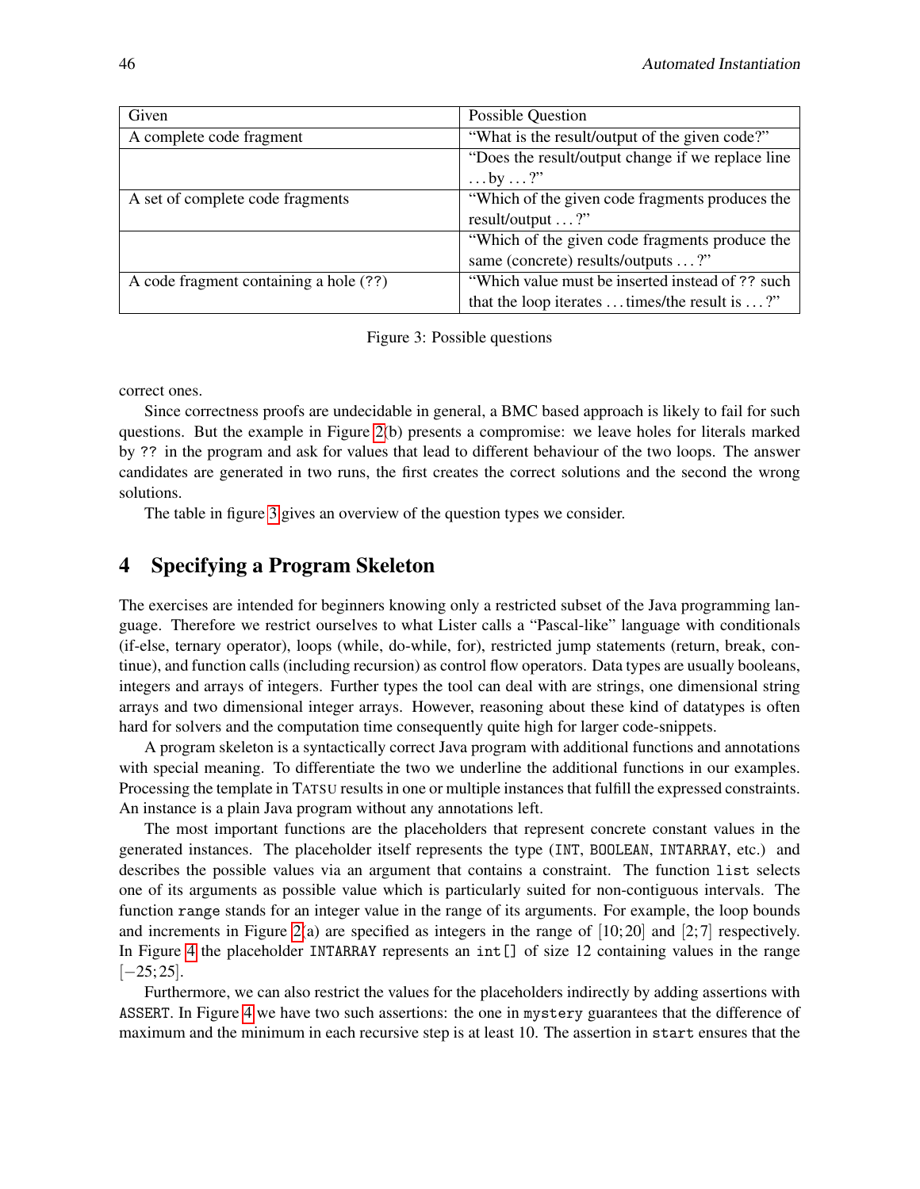| Given | Possible Question |
|---|---|
| A complete code fragment | "What is the result/output of the given code?" |
| | "Does the result/output change if we replace line ... by ... ?" |
| A set of complete code fragments | "Which of the given code fragments produces the result/output ... ?" |
| | "Which of the given code fragments produce the same (concrete) results/outputs ... ?" |
| A code fragment containing a hole (`??`) | "Which value must be inserted instead of `??` such that the loop iterates ... times/the result is ... ?" |

Figure 3: Possible questions

correct ones.

Since correctness proofs are undecidable in general, a BMC based approach is likely to fail for such questions. But the example in Figure 2(b) presents a compromise: we leave holes for literals marked by `??` in the program and ask for values that lead to different behaviour of the two loops. The answer candidates are generated in two runs, the first creates the correct solutions and the second the wrong solutions.

The table in figure 3 gives an overview of the question types we consider.

## 4 Specifying a Program Skeleton

The exercises are intended for beginners knowing only a restricted subset of the Java programming language. Therefore we restrict ourselves to what Lister calls a "Pascal-like" language with conditionals (if-else, ternary operator), loops (while, do-while, for), restricted jump statements (return, break, continue), and function calls (including recursion) as control flow operators. Data types are usually booleans, integers and arrays of integers. Further types the tool can deal with are strings, one dimensional string arrays and two dimensional integer arrays. However, reasoning about these kind of datatypes is often hard for solvers and the computation time consequently quite high for larger code-snippets.

A program skeleton is a syntactically correct Java program with additional functions and annotations with special meaning. To differentiate the two we underline the additional functions in our examples. Processing the template in TATSU results in one or multiple instances that fulfill the expressed constraints. An instance is a plain Java program without any annotations left.

The most important functions are the placeholders that represent concrete constant values in the generated instances. The placeholder itself represents the type (`INT`, `BOOLEAN`, `INTARRAY`, etc.) and describes the possible values via an argument that contains a constraint. The function `list` selects one of its arguments as possible value which is particularly suited for non-contiguous intervals. The function `range` stands for an integer value in the range of its arguments. For example, the loop bounds and increments in Figure 2(a) are specified as integers in the range of $[10;20]$ and $[2;7]$ respectively. In Figure 4 the placeholder `INTARRAY` represents an `int[]` of size 12 containing values in the range $[-25;25]$.

Furthermore, we can also restrict the values for the placeholders indirectly by adding assertions with `ASSERT`. In Figure 4 we have two such assertions: the one in `mystery` guarantees that the difference of maximum and the minimum in each recursive step is at least 10. The assertion in `start` ensures that the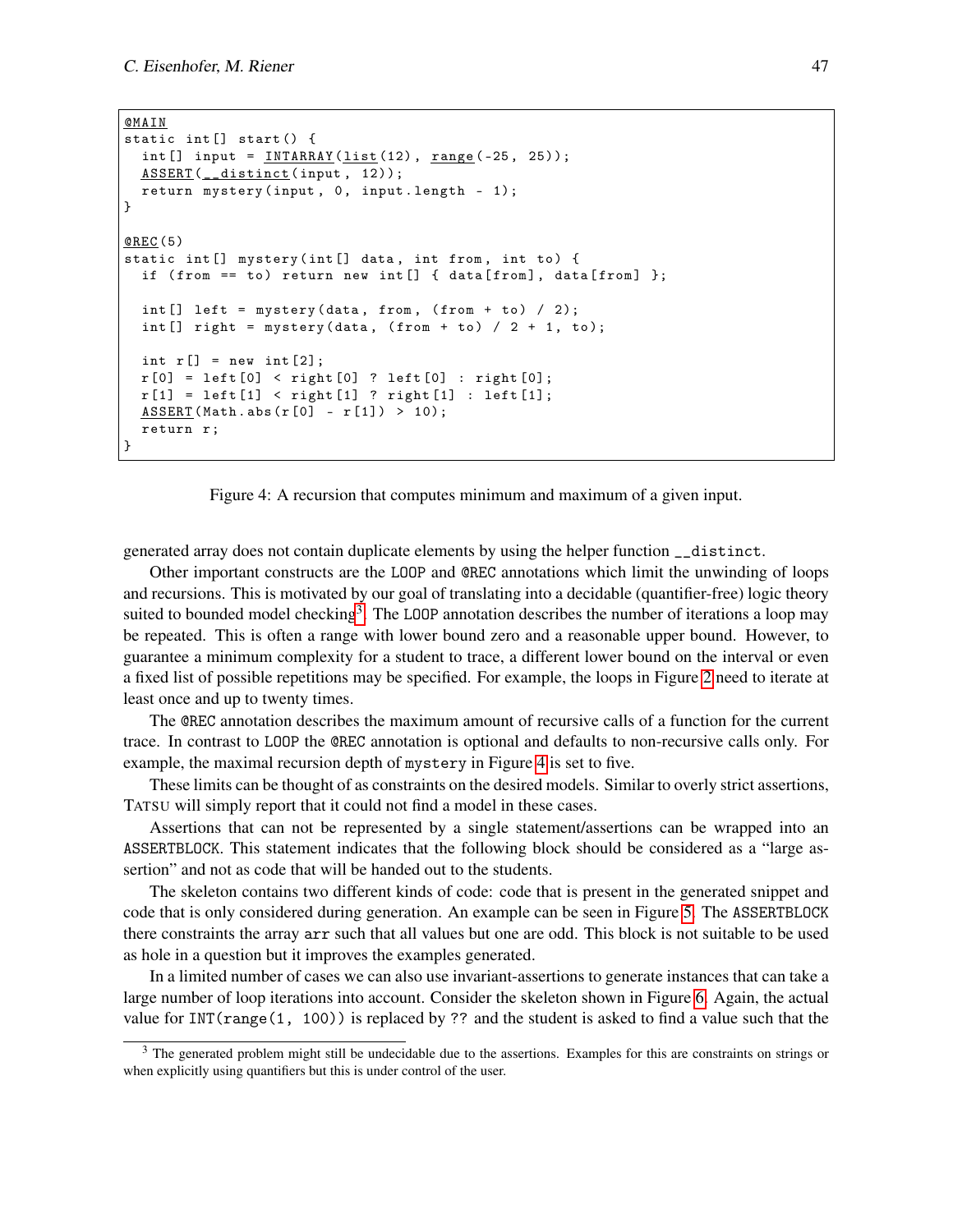```
@MAIN
static int[] start() {
  int[] input = INTARRAY(list(12), range(-25, 25));
  ASSERT(__distinct(input, 12));
  return mystery(input, 0, input.length - 1);
}

@REC(5)
static int[] mystery(int[] data, int from, int to) {
  if (from == to) return new int[] { data[from], data[from] };

  int[] left = mystery(data, from, (from + to) / 2);
  int[] right = mystery(data, (from + to) / 2 + 1, to);

  int r[] = new int[2];
  r[0] = left[0] < right[0] ? left[0] : right[0];
  r[1] = left[1] < right[1] ? right[1] : left[1];
  ASSERT(Math.abs(r[0] - r[1]) > 10);
  return r;
}
```

Figure 4: A recursion that computes minimum and maximum of a given input.

generated array does not contain duplicate elements by using the helper function `__distinct`.

Other important constructs are the `LOOP` and `@REC` annotations which limit the unwinding of loops and recursions. This is motivated by our goal of translating into a decidable (quantifier-free) logic theory suited to bounded model checking[3]. The `LOOP` annotation describes the number of iterations a loop may be repeated. This is often a range with lower bound zero and a reasonable upper bound. However, to guarantee a minimum complexity for a student to trace, a different lower bound on the interval or even a fixed list of possible repetitions may be specified. For example, the loops in Figure 2 need to iterate at least once and up to twenty times.

The `@REC` annotation describes the maximum amount of recursive calls of a function for the current trace. In contrast to `LOOP` the `@REC` annotation is optional and defaults to non-recursive calls only. For example, the maximal recursion depth of `mystery` in Figure 4 is set to five.

These limits can be thought of as constraints on the desired models. Similar to overly strict assertions, TATSU will simply report that it could not find a model in these cases.

Assertions that can not be represented by a single statement/assertions can be wrapped into an `ASSERTBLOCK`. This statement indicates that the following block should be considered as a "large assertion" and not as code that will be handed out to the students.

The skeleton contains two different kinds of code: code that is present in the generated snippet and code that is only considered during generation. An example can be seen in Figure 5. The `ASSERTBLOCK` there constraints the array `arr` such that all values but one are odd. This block is not suitable to be used as hole in a question but it improves the examples generated.

In a limited number of cases we can also use invariant-assertions to generate instances that can take a large number of loop iterations into account. Consider the skeleton shown in Figure 6. Again, the actual value for `INT(range(1, 100))` is replaced by `??` and the student is asked to find a value such that the

[3] The generated problem might still be undecidable due to the assertions. Examples for this are constraints on strings or when explicitly using quantifiers but this is under control of the user.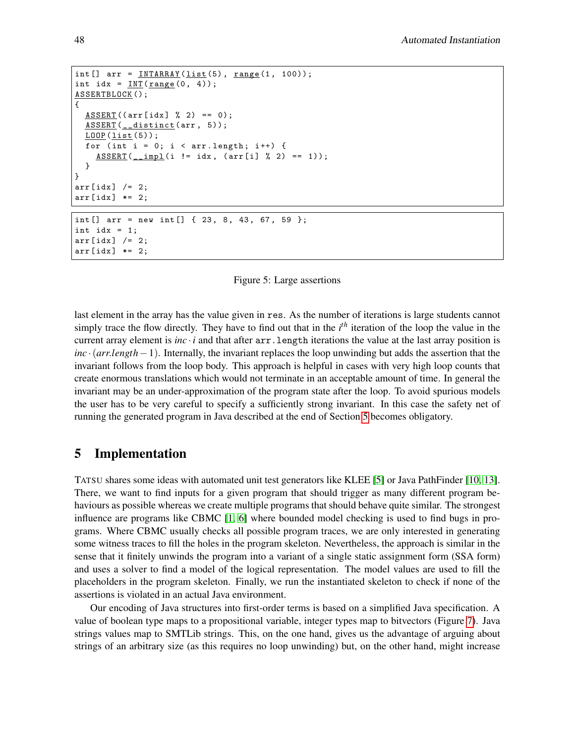```
int[] arr = INTARRAY(list(5), range(1, 100));
int idx = INT(range(0, 4));
ASSERTBLOCK();
{
  ASSERT((arr[idx] % 2) == 0);
  ASSERT(__distinct(arr, 5));
  LOOP(list(5));
  for (int i = 0; i < arr.length; i++) {
    ASSERT(__impl(i != idx, (arr[i] % 2) == 1));
  }
}
arr[idx] /= 2;
arr[idx] *= 2;
```

```
int[] arr = new int[] { 23, 8, 43, 67, 59 };
int idx = 1;
arr[idx] /= 2;
arr[idx] *= 2;
```

Figure 5: Large assertions

last element in the array has the value given in res. As the number of iterations is large students cannot simply trace the flow directly. They have to find out that in the $i^{th}$ iteration of the loop the value in the current array element is $inc \cdot i$ and that after arr.length iterations the value at the last array position is $inc \cdot (arr.length - 1)$. Internally, the invariant replaces the loop unwinding but adds the assertion that the invariant follows from the loop body. This approach is helpful in cases with very high loop counts that create enormous translations which would not terminate in an acceptable amount of time. In general the invariant may be an under-approximation of the program state after the loop. To avoid spurious models the user has to be very careful to specify a sufficiently strong invariant. In this case the safety net of running the generated program in Java described at the end of Section 5 becomes obligatory.

## 5 Implementation

TATSU shares some ideas with automated unit test generators like KLEE [5] or Java PathFinder [10, 13]. There, we want to find inputs for a given program that should trigger as many different program behaviours as possible whereas we create multiple programs that should behave quite similar. The strongest influence are programs like CBMC [1, 6] where bounded model checking is used to find bugs in programs. Where CBMC usually checks all possible program traces, we are only interested in generating some witness traces to fill the holes in the program skeleton. Nevertheless, the approach is similar in the sense that it finitely unwinds the program into a variant of a single static assignment form (SSA form) and uses a solver to find a model of the logical representation. The model values are used to fill the placeholders in the program skeleton. Finally, we run the instantiated skeleton to check if none of the assertions is violated in an actual Java environment.

Our encoding of Java structures into first-order terms is based on a simplified Java specification. A value of boolean type maps to a propositional variable, integer types map to bitvectors (Figure 7). Java strings values map to SMTLib strings. This, on the one hand, gives us the advantage of arguing about strings of an arbitrary size (as this requires no loop unwinding) but, on the other hand, might increase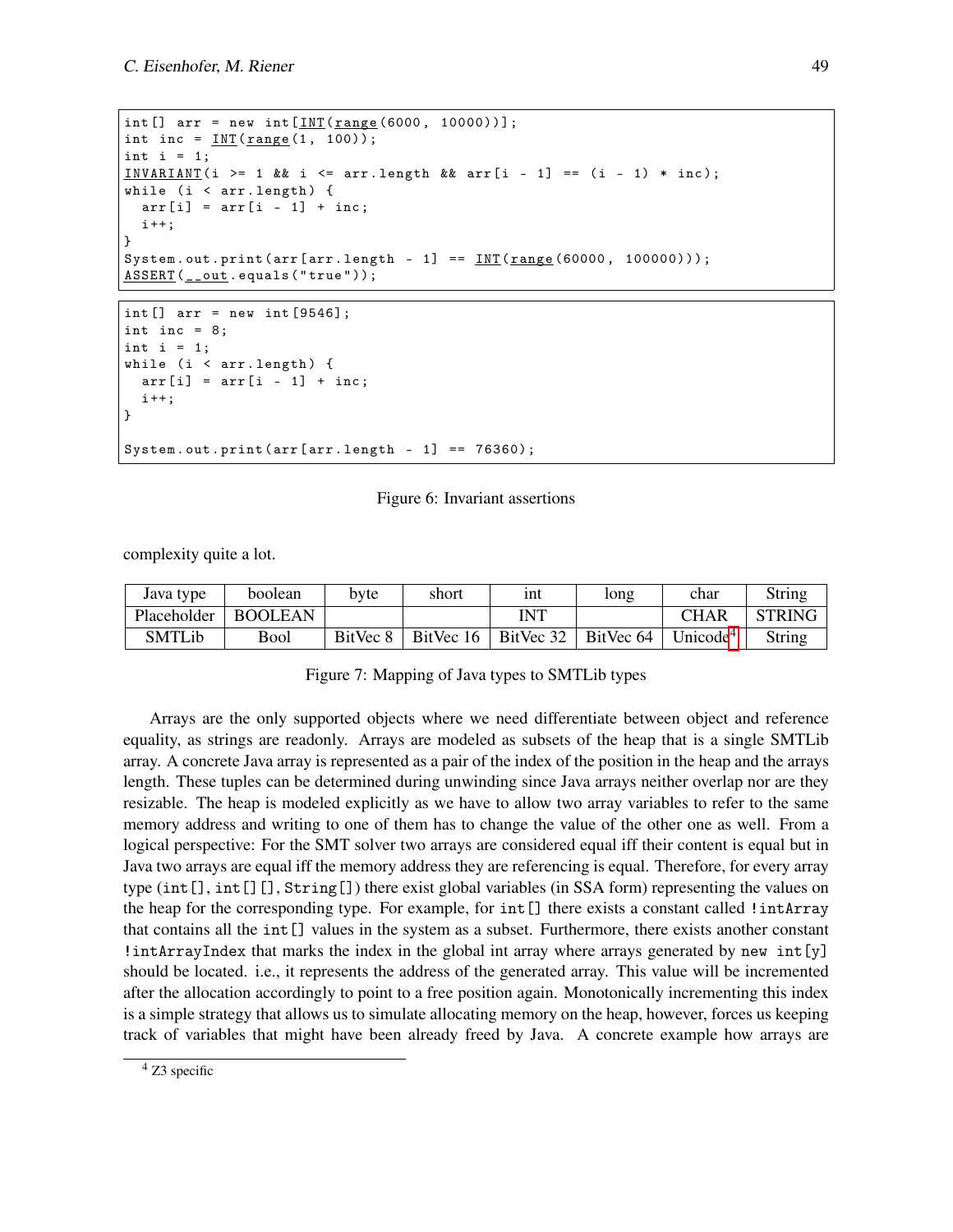```
int[] arr = new int[INT(range(6000, 10000))];
int inc = INT(range(1, 100));
int i = 1;
INVARIANT(i >= 1 && i <= arr.length && arr[i - 1] == (i - 1) * inc);
while (i < arr.length) {
  arr[i] = arr[i - 1] + inc;
  i++;
}
System.out.print(arr[arr.length - 1] == INT(range(60000, 100000)));
ASSERT(__out.equals("true"));
```

```
int[] arr = new int[9546];
int inc = 8;
int i = 1;
while (i < arr.length) {
  arr[i] = arr[i - 1] + inc;
  i++;
}

System.out.print(arr[arr.length - 1] == 76360);
```

Figure 6: Invariant assertions

complexity quite a lot.

| Java type | boolean | byte | short | int | long | char | String |
|---|---|---|---|---|---|---|---|
| Placeholder | BOOLEAN | | | INT | | CHAR | STRING |
| SMTLib | Bool | BitVec 8 | BitVec 16 | BitVec 32 | BitVec 64 | Unicode[4] | String |

Figure 7: Mapping of Java types to SMTLib types

Arrays are the only supported objects where we need differentiate between object and reference equality, as strings are readonly. Arrays are modeled as subsets of the heap that is a single SMTLib array. A concrete Java array is represented as a pair of the index of the position in the heap and the arrays length. These tuples can be determined during unwinding since Java arrays neither overlap nor are they resizable. The heap is modeled explicitly as we have to allow two array variables to refer to the same memory address and writing to one of them has to change the value of the other one as well. From a logical perspective: For the SMT solver two arrays are considered equal iff their content is equal but in Java two arrays are equal iff the memory address they are referencing is equal. Therefore, for every array type (`int[]`, `int[][]`, `String[]`) there exist global variables (in SSA form) representing the values on the heap for the corresponding type. For example, for `int[]` there exists a constant called `!intArray` that contains all the `int[]` values in the system as a subset. Furthermore, there exists another constant `!intArrayIndex` that marks the index in the global int array where arrays generated by `new int[y]` should be located. i.e., it represents the address of the generated array. This value will be incremented after the allocation accordingly to point to a free position again. Monotonically incrementing this index is a simple strategy that allows us to simulate allocating memory on the heap, however, forces us keeping track of variables that might have been already freed by Java. A concrete example how arrays are

[4] Z3 specific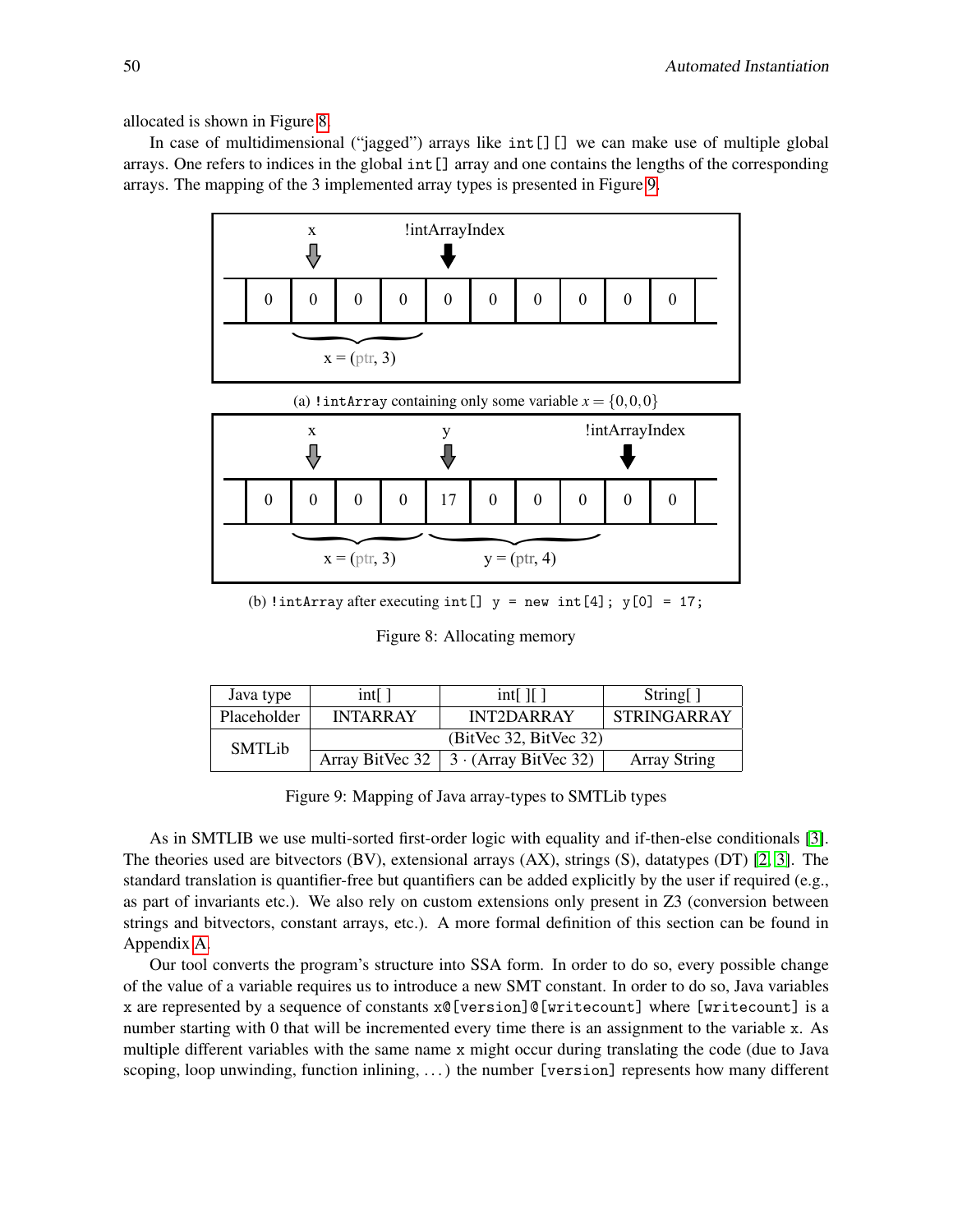allocated is shown in Figure 8.

In case of multidimensional ("jagged") arrays like `int[][]` we can make use of multiple global arrays. One refers to indices in the global `int[]` array and one contains the lengths of the corresponding arrays. The mapping of the 3 implemented array types is presented in Figure 9.

(a) `!intArray` containing only some variable $x = \{0,0,0\}$

(b) `!intArray` after executing `int[] y = new int[4]; y[0] = 17;`

Figure 8: Allocating memory

| Java type | int[ ] | int[ ][ ] | String[ ] |
|---|---|---|---|
| Placeholder | INTARRAY | INT2DARRAY | STRINGARRAY |
| SMTLib | (BitVec 32, BitVec 32) | | |
| | Array BitVec 32 | $3 \cdot$ (Array BitVec 32) | Array String |

Figure 9: Mapping of Java array-types to SMTLib types

As in SMTLIB we use multi-sorted first-order logic with equality and if-then-else conditionals [3]. The theories used are bitvectors (BV), extensional arrays (AX), strings (S), datatypes (DT) [2, 3]. The standard translation is quantifier-free but quantifiers can be added explicitly by the user if required (e.g., as part of invariants etc.). We also rely on custom extensions only present in Z3 (conversion between strings and bitvectors, constant arrays, etc.). A more formal definition of this section can be found in Appendix A.

Our tool converts the program's structure into SSA form. In order to do so, every possible change of the value of a variable requires us to introduce a new SMT constant. In order to do so, Java variables `x` are represented by a sequence of constants `x@[version]@[writecount]` where `[writecount]` is a number starting with 0 that will be incremented every time there is an assignment to the variable `x`. As multiple different variables with the same name `x` might occur during translating the code (due to Java scoping, loop unwinding, function inlining, ...) the number `[version]` represents how many different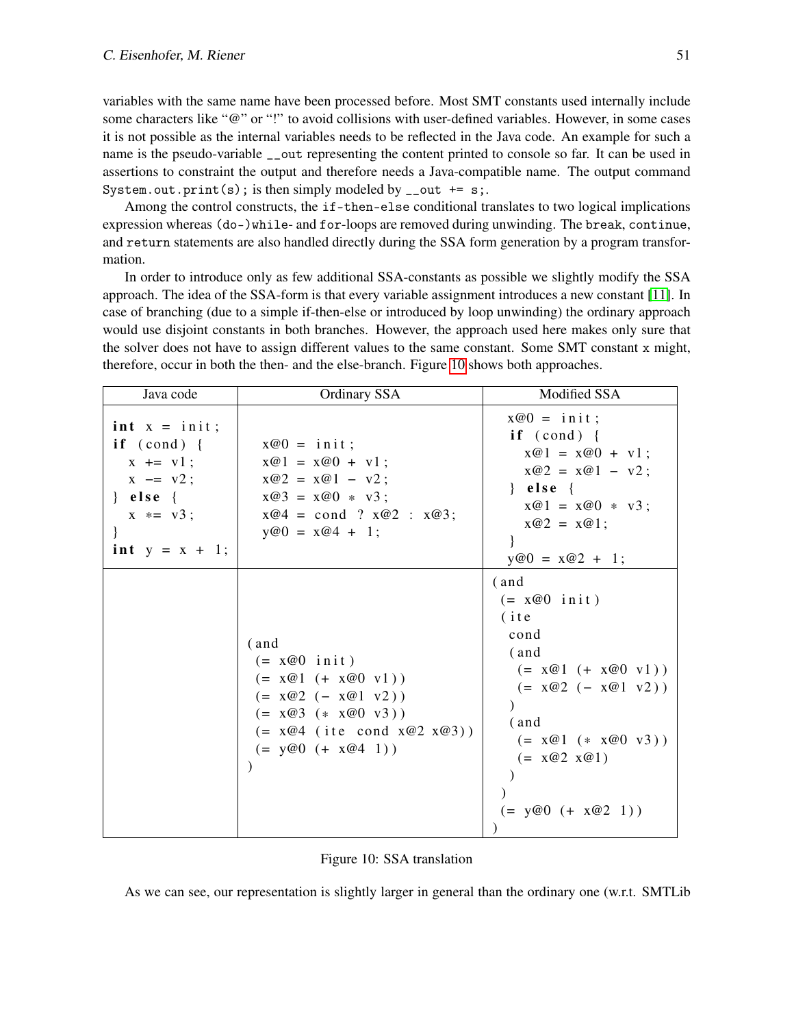variables with the same name have been processed before. Most SMT constants used internally include some characters like "@" or "!" to avoid collisions with user-defined variables. However, in some cases it is not possible as the internal variables needs to be reflected in the Java code. An example for such a name is the pseudo-variable `__out` representing the content printed to console so far. It can be used in assertions to constraint the output and therefore needs a Java-compatible name. The output command `System.out.print(s);` is then simply modeled by `__out += s;`.

Among the control constructs, the `if-then-else` conditional translates to two logical implications expression whereas `(do-)while`- and `for`-loops are removed during unwinding. The `break`, `continue`, and `return` statements are also handled directly during the SSA form generation by a program transformation.

In order to introduce only as few additional SSA-constants as possible we slightly modify the SSA approach. The idea of the SSA-form is that every variable assignment introduces a new constant [11]. In case of branching (due to a simple if-then-else or introduced by loop unwinding) the ordinary approach would use disjoint constants in both branches. However, the approach used here makes only sure that the solver does not have to assign different values to the same constant. Some SMT constant x might, therefore, occur in both the then- and the else-branch. Figure 10 shows both approaches.

<table>
<tr><th>Java code</th><th>Ordinary SSA</th><th>Modified SSA</th></tr>
<tr>
<td><pre>int x = init;
if (cond) {
  x += v1;
  x -= v2;
} else {
  x *= v3;
}
int y = x + 1;</pre></td>
<td><pre>x@0 = init;
x@1 = x@0 + v1;
x@2 = x@1 - v2;
x@3 = x@0 * v3;
x@4 = cond ? x@2 : x@3;
y@0 = x@4 + 1;</pre></td>
<td><pre>x@0 = init;
if (cond) {
  x@1 = x@0 + v1;
  x@2 = x@1 - v2;
} else {
  x@1 = x@0 * v3;
  x@2 = x@1;
}
y@0 = x@2 + 1;</pre></td>
</tr>
<tr>
<td></td>
<td><pre>(and
 (= x@0 init)
 (= x@1 (+ x@0 v1))
 (= x@2 (- x@1 v2))
 (= x@3 (* x@0 v3))
 (= x@4 (ite cond x@2 x@3))
 (= y@0 (+ x@4 1))
)</pre></td>
<td><pre>(and
 (= x@0 init)
 (ite
  cond
  (and
   (= x@1 (+ x@0 v1))
   (= x@2 (- x@1 v2))
  )
  (and
   (= x@1 (* x@0 v3))
   (= x@2 x@1)
  )
 )
 (= y@0 (+ x@2 1))
)</pre></td>
</tr>
</table>

Figure 10: SSA translation

As we can see, our representation is slightly larger in general than the ordinary one (w.r.t. SMTLib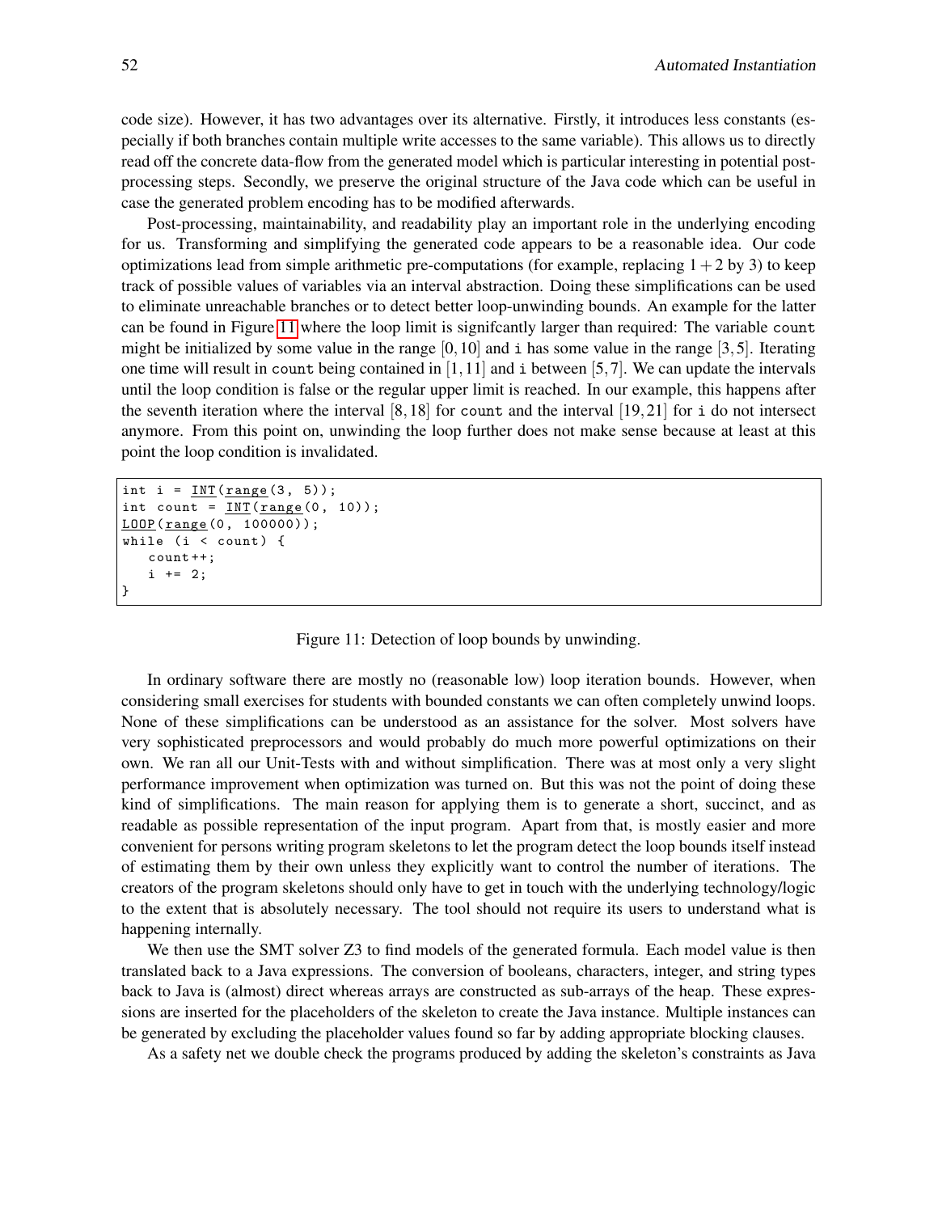code size). However, it has two advantages over its alternative. Firstly, it introduces less constants (especially if both branches contain multiple write accesses to the same variable). This allows us to directly read off the concrete data-flow from the generated model which is particular interesting in potential post-processing steps. Secondly, we preserve the original structure of the Java code which can be useful in case the generated problem encoding has to be modified afterwards.

Post-processing, maintainability, and readability play an important role in the underlying encoding for us. Transforming and simplifying the generated code appears to be a reasonable idea. Our code optimizations lead from simple arithmetic pre-computations (for example, replacing $1+2$ by 3) to keep track of possible values of variables via an interval abstraction. Doing these simplifications can be used to eliminate unreachable branches or to detect better loop-unwinding bounds. An example for the latter can be found in Figure 11 where the loop limit is signifcantly larger than required: The variable `count` might be initialized by some value in the range $[0,10]$ and `i` has some value in the range $[3,5]$. Iterating one time will result in `count` being contained in $[1,11]$ and `i` between $[5,7]$. We can update the intervals until the loop condition is false or the regular upper limit is reached. In our example, this happens after the seventh iteration where the interval $[8,18]$ for `count` and the interval $[19,21]$ for `i` do not intersect anymore. From this point on, unwinding the loop further does not make sense because at least at this point the loop condition is invalidated.

```
int i = INT(range(3, 5));
int count = INT(range(0, 10));
LOOP(range(0, 100000));
while (i < count) {
    count++;
    i += 2;
}
```

Figure 11: Detection of loop bounds by unwinding.

In ordinary software there are mostly no (reasonable low) loop iteration bounds. However, when considering small exercises for students with bounded constants we can often completely unwind loops. None of these simplifications can be understood as an assistance for the solver. Most solvers have very sophisticated preprocessors and would probably do much more powerful optimizations on their own. We ran all our Unit-Tests with and without simplification. There was at most only a very slight performance improvement when optimization was turned on. But this was not the point of doing these kind of simplifications. The main reason for applying them is to generate a short, succinct, and as readable as possible representation of the input program. Apart from that, is mostly easier and more convenient for persons writing program skeletons to let the program detect the loop bounds itself instead of estimating them by their own unless they explicitly want to control the number of iterations. The creators of the program skeletons should only have to get in touch with the underlying technology/logic to the extent that is absolutely necessary. The tool should not require its users to understand what is happening internally.

We then use the SMT solver Z3 to find models of the generated formula. Each model value is then translated back to a Java expressions. The conversion of booleans, characters, integer, and string types back to Java is (almost) direct whereas arrays are constructed as sub-arrays of the heap. These expressions are inserted for the placeholders of the skeleton to create the Java instance. Multiple instances can be generated by excluding the placeholder values found so far by adding appropriate blocking clauses.

As a safety net we double check the programs produced by adding the skeleton's constraints as Java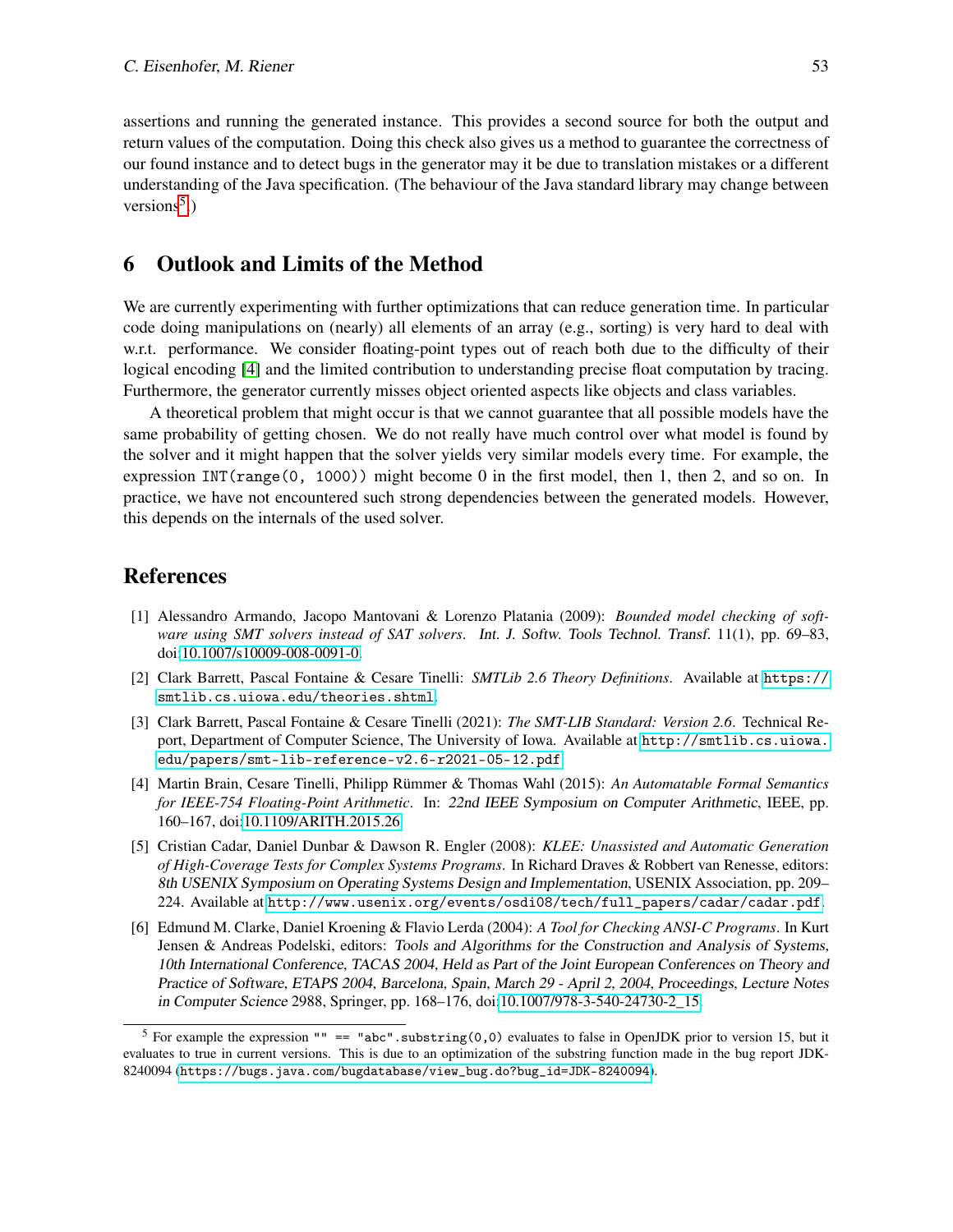assertions and running the generated instance. This provides a second source for both the output and return values of the computation. Doing this check also gives us a method to guarantee the correctness of our found instance and to detect bugs in the generator may it be due to translation mistakes or a different understanding of the Java specification. (The behaviour of the Java standard library may change between versions[5].)

## 6 Outlook and Limits of the Method

We are currently experimenting with further optimizations that can reduce generation time. In particular code doing manipulations on (nearly) all elements of an array (e.g., sorting) is very hard to deal with w.r.t. performance. We consider floating-point types out of reach both due to the difficulty of their logical encoding [4] and the limited contribution to understanding precise float computation by tracing. Furthermore, the generator currently misses object oriented aspects like objects and class variables.

A theoretical problem that might occur is that we cannot guarantee that all possible models have the same probability of getting chosen. We do not really have much control over what model is found by the solver and it might happen that the solver yields very similar models every time. For example, the expression `INT(range(0, 1000))` might become 0 in the first model, then 1, then 2, and so on. In practice, we have not encountered such strong dependencies between the generated models. However, this depends on the internals of the used solver.

## References

[1] Alessandro Armando, Jacopo Mantovani & Lorenzo Platania (2009): *Bounded model checking of software using SMT solvers instead of SAT solvers*. Int. J. Softw. Tools Technol. Transf. 11(1), pp. 69–83, doi:10.1007/s10009-008-0091-0.

[2] Clark Barrett, Pascal Fontaine & Cesare Tinelli: *SMTLib 2.6 Theory Definitions*. Available at https://smtlib.cs.uiowa.edu/theories.shtml.

[3] Clark Barrett, Pascal Fontaine & Cesare Tinelli (2021): *The SMT-LIB Standard: Version 2.6*. Technical Report, Department of Computer Science, The University of Iowa. Available at http://smtlib.cs.uiowa.edu/papers/smt-lib-reference-v2.6-r2021-05-12.pdf.

[4] Martin Brain, Cesare Tinelli, Philipp Rümmer & Thomas Wahl (2015): *An Automatable Formal Semantics for IEEE-754 Floating-Point Arithmetic*. In: 22nd IEEE Symposium on Computer Arithmetic, IEEE, pp. 160–167, doi:10.1109/ARITH.2015.26.

[5] Cristian Cadar, Daniel Dunbar & Dawson R. Engler (2008): *KLEE: Unassisted and Automatic Generation of High-Coverage Tests for Complex Systems Programs*. In Richard Draves & Robbert van Renesse, editors: 8th USENIX Symposium on Operating Systems Design and Implementation, USENIX Association, pp. 209–224. Available at http://www.usenix.org/events/osdi08/tech/full_papers/cadar/cadar.pdf.

[6] Edmund M. Clarke, Daniel Kroening & Flavio Lerda (2004): *A Tool for Checking ANSI-C Programs*. In Kurt Jensen & Andreas Podelski, editors: Tools and Algorithms for the Construction and Analysis of Systems, 10th International Conference, TACAS 2004, Held as Part of the Joint European Conferences on Theory and Practice of Software, ETAPS 2004, Barcelona, Spain, March 29 - April 2, 2004, Proceedings, Lecture Notes in Computer Science 2988, Springer, pp. 168–176, doi:10.1007/978-3-540-24730-2_15.

---

[5] For example the expression `"" == "abc".substring(0,0)` evaluates to false in OpenJDK prior to version 15, but it evaluates to true in current versions. This is due to an optimization of the substring function made in the bug report JDK-8240094 (https://bugs.java.com/bugdatabase/view_bug.do?bug_id=JDK-8240094).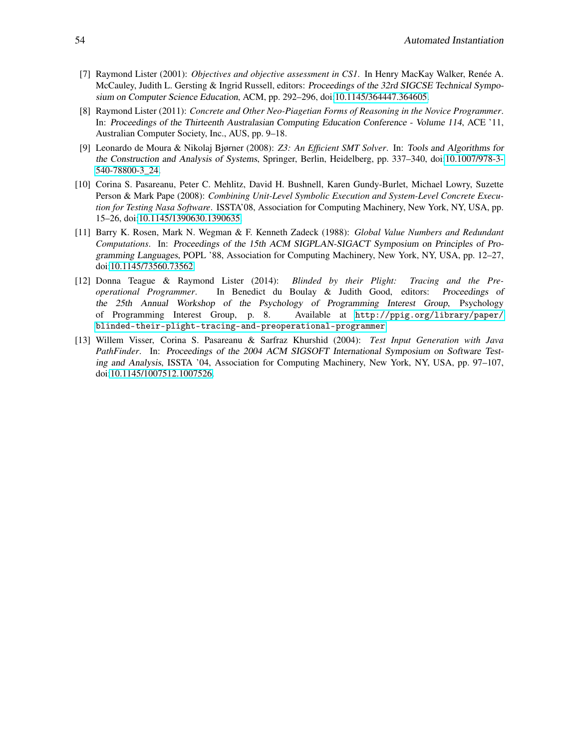[7] Raymond Lister (2001): *Objectives and objective assessment in CS1*. In Henry MacKay Walker, Renée A. McCauley, Judith L. Gersting & Ingrid Russell, editors: *Proceedings of the 32rd SIGCSE Technical Symposium on Computer Science Education*, ACM, pp. 292–296, doi:10.1145/364447.364605.

[8] Raymond Lister (2011): *Concrete and Other Neo-Piagetian Forms of Reasoning in the Novice Programmer*. In: *Proceedings of the Thirteenth Australasian Computing Education Conference - Volume 114*, ACE '11, Australian Computer Society, Inc., AUS, pp. 9–18.

[9] Leonardo de Moura & Nikolaj Bjørner (2008): *Z3: An Efficient SMT Solver*. In: *Tools and Algorithms for the Construction and Analysis of Systems*, Springer, Berlin, Heidelberg, pp. 337–340, doi:10.1007/978-3-540-78800-3_24.

[10] Corina S. Pasareanu, Peter C. Mehlitz, David H. Bushnell, Karen Gundy-Burlet, Michael Lowry, Suzette Person & Mark Pape (2008): *Combining Unit-Level Symbolic Execution and System-Level Concrete Execution for Testing Nasa Software*. ISSTA'08, Association for Computing Machinery, New York, NY, USA, pp. 15–26, doi:10.1145/1390630.1390635.

[11] Barry K. Rosen, Mark N. Wegman & F. Kenneth Zadeck (1988): *Global Value Numbers and Redundant Computations*. In: *Proceedings of the 15th ACM SIGPLAN-SIGACT Symposium on Principles of Programming Languages*, POPL '88, Association for Computing Machinery, New York, NY, USA, pp. 12–27, doi:10.1145/73560.73562.

[12] Donna Teague & Raymond Lister (2014): *Blinded by their Plight: Tracing and the Preoperational Programmer*. In Benedict du Boulay & Judith Good, editors: *Proceedings of the 25th Annual Workshop of the Psychology of Programming Interest Group*, Psychology of Programming Interest Group, p. 8. Available at `http://ppig.org/library/paper/blinded-their-plight-tracing-and-preoperational-programmer`.

[13] Willem Visser, Corina S. Pasareanu & Sarfraz Khurshid (2004): *Test Input Generation with Java PathFinder*. In: *Proceedings of the 2004 ACM SIGSOFT International Symposium on Software Testing and Analysis*, ISSTA '04, Association for Computing Machinery, New York, NY, USA, pp. 97–107, doi:10.1145/1007512.1007526.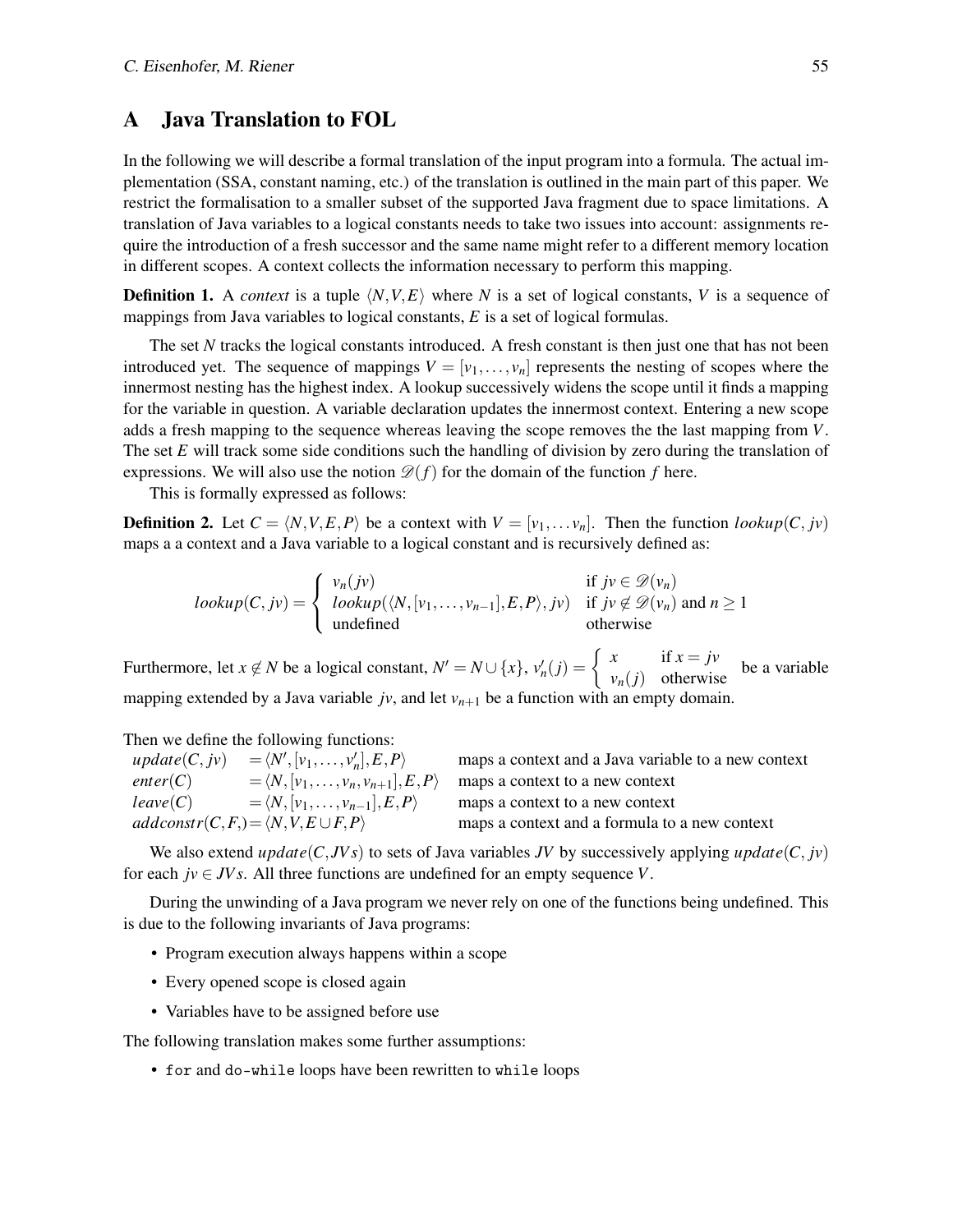# A Java Translation to FOL

In the following we will describe a formal translation of the input program into a formula. The actual implementation (SSA, constant naming, etc.) of the translation is outlined in the main part of this paper. We restrict the formalisation to a smaller subset of the supported Java fragment due to space limitations. A translation of Java variables to a logical constants needs to take two issues into account: assignments require the introduction of a fresh successor and the same name might refer to a different memory location in different scopes. A context collects the information necessary to perform this mapping.

**Definition 1.** A *context* is a tuple $\langle N,V,E\rangle$ where $N$ is a set of logical constants, $V$ is a sequence of mappings from Java variables to logical constants, $E$ is a set of logical formulas.

The set $N$ tracks the logical constants introduced. A fresh constant is then just one that has not been introduced yet. The sequence of mappings $V = [v_1,\dots,v_n]$ represents the nesting of scopes where the innermost nesting has the highest index. A lookup successively widens the scope until it finds a mapping for the variable in question. A variable declaration updates the innermost context. Entering a new scope adds a fresh mapping to the sequence whereas leaving the scope removes the the last mapping from $V$. The set $E$ will track some side conditions such the handling of division by zero during the translation of expressions. We will also use the notion $\mathscr{D}(f)$ for the domain of the function $f$ here.

This is formally expressed as follows:

**Definition 2.** Let $C = \langle N,V,E,P\rangle$ be a context with $V = [v_1,\dots v_n]$. Then the function $lookup(C, jv)$ maps a a context and a Java variable to a logical constant and is recursively defined as:

$$lookup(C, jv) = \begin{cases} v_n(jv) & \text{if } jv \in \mathscr{D}(v_n) \\ lookup(\langle N,[v_1,\dots,v_{n-1}],E,P\rangle, jv) & \text{if } jv \notin \mathscr{D}(v_n) \text{ and } n \geq 1 \\ \text{undefined} & \text{otherwise} \end{cases}$$

Furthermore, let $x \notin N$ be a logical constant, $N' = N \cup \{x\}$, $v_n'(j) = \begin{cases} x & \text{if } x = jv \\ v_n(j) & \text{otherwise} \end{cases}$ be a variable mapping extended by a Java variable $jv$, and let $v_{n+1}$ be a function with an empty domain.

Then we define the following functions:

| | | |
|---|---|---|
| $update(C, jv)$ | $= \langle N',[v_1,\dots,v_n'],E,P\rangle$ | maps a context and a Java variable to a new context |
| $enter(C)$ | $= \langle N,[v_1,\dots,v_n,v_{n+1}],E,P\rangle$ | maps a context to a new context |
| $leave(C)$ | $= \langle N,[v_1,\dots,v_{n-1}],E,P\rangle$ | maps a context to a new context |
| $addconstr(C,F,)$ | $= \langle N,V,E\cup F,P\rangle$ | maps a context and a formula to a new context |

We also extend $update(C,JVs)$ to sets of Java variables $JV$ by successively applying $update(C, jv)$ for each $jv \in JVs$. All three functions are undefined for an empty sequence $V$.

During the unwinding of a Java program we never rely on one of the functions being undefined. This is due to the following invariants of Java programs:

- Program execution always happens within a scope
- Every opened scope is closed again
- Variables have to be assigned before use

The following translation makes some further assumptions:

- `for` and `do-while` loops have been rewritten to `while` loops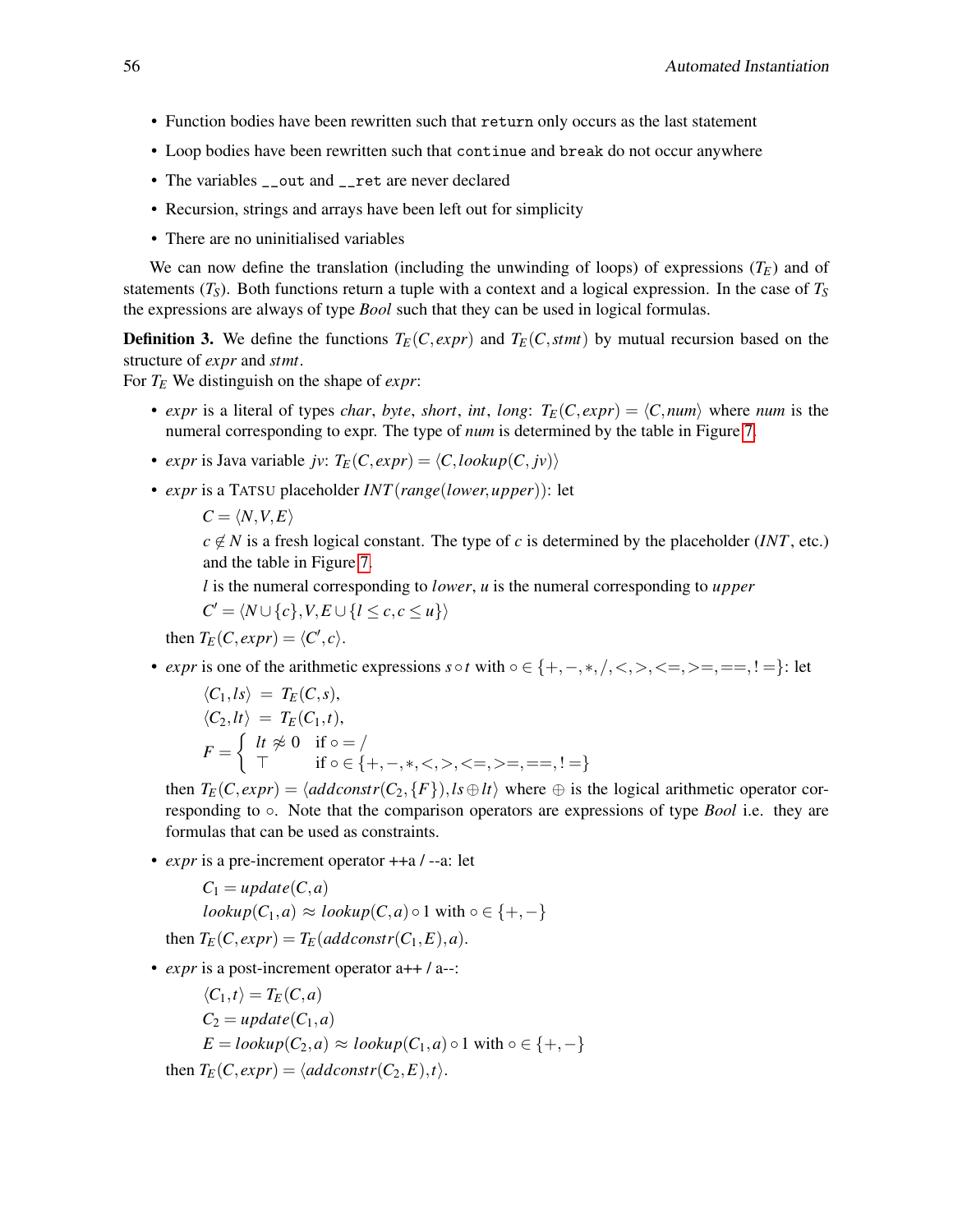- Function bodies have been rewritten such that `return` only occurs as the last statement
- Loop bodies have been rewritten such that `continue` and `break` do not occur anywhere
- The variables `__out` and `__ret` are never declared
- Recursion, strings and arrays have been left out for simplicity
- There are no uninitialised variables

We can now define the translation (including the unwinding of loops) of expressions ($T_E$) and of statements ($T_S$). Both functions return a tuple with a context and a logical expression. In the case of $T_S$ the expressions are always of type *Bool* such that they can be used in logical formulas.

**Definition 3.** We define the functions $T_E(C, expr)$ and $T_E(C, stmt)$ by mutual recursion based on the structure of *expr* and *stmt*.
For $T_E$ We distinguish on the shape of *expr*:

- *expr* is a literal of types *char*, *byte*, *short*, *int*, *long*: $T_E(C, expr) = \langle C, num \rangle$ where *num* is the numeral corresponding to expr. The type of *num* is determined by the table in Figure 7.
- *expr* is Java variable *jv*: $T_E(C, expr) = \langle C, lookup(C, jv) \rangle$
- *expr* is a TATSU placeholder $INT(range(lower, upper))$: let

  $C = \langle N, V, E \rangle$

  $c \notin N$ is a fresh logical constant. The type of $c$ is determined by the placeholder ($INT$, etc.) and the table in Figure 7.

  $l$ is the numeral corresponding to *lower*, $u$ is the numeral corresponding to *upper*

  $C' = \langle N \cup \{c\}, V, E \cup \{l \leq c, c \leq u\} \rangle$

  then $T_E(C, expr) = \langle C', c \rangle$.

- *expr* is one of the arithmetic expressions $s \circ t$ with $\circ \in \{+, -, *, /, <, >, <=, >=, ==, !=\}$: let

  $$\langle C_1, ls \rangle = T_E(C, s),$$
  $$\langle C_2, lt \rangle = T_E(C_1, t),$$
  $$F = \begin{cases} lt \not\approx 0 & \text{if } \circ = / \\ \top & \text{if } \circ \in \{+, -, *, <, >, <=, >=, ==, !=\} \end{cases}$$

  then $T_E(C, expr) = \langle addconstr(C_2, \{F\}), ls \oplus lt \rangle$ where $\oplus$ is the logical arithmetic operator corresponding to $\circ$. Note that the comparison operators are expressions of type *Bool* i.e. they are formulas that can be used as constraints.

- *expr* is a pre-increment operator ++a / --a: let

  $C_1 = update(C, a)$

  $lookup(C_1, a) \approx lookup(C, a) \circ 1$ with $\circ \in \{+, -\}$

  then $T_E(C, expr) = T_E(addconstr(C_1, E), a)$.

- *expr* is a post-increment operator a++ / a--:

  $\langle C_1, t \rangle = T_E(C, a)$

  $C_2 = update(C_1, a)$

  $E = lookup(C_2, a) \approx lookup(C_1, a) \circ 1$ with $\circ \in \{+, -\}$

  then $T_E(C, expr) = \langle addconstr(C_2, E), t \rangle$.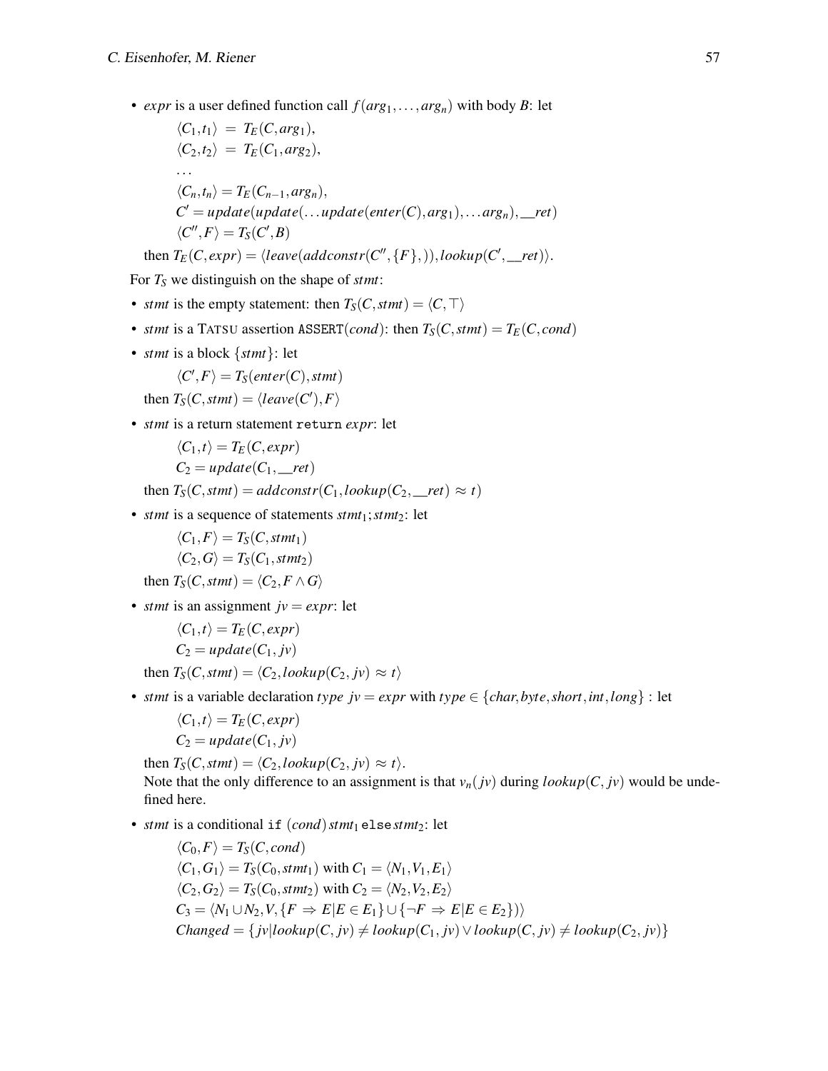- *expr* is a user defined function call $f(arg_1,\dots,arg_n)$ with body $B$: let

  $$\langle C_1,t_1\rangle \;=\; T_E(C,arg_1),$$
  $$\langle C_2,t_2\rangle \;=\; T_E(C_1,arg_2),$$
  $$\dots$$
  $$\langle C_n,t_n\rangle = T_E(C_{n-1},arg_n),$$
  $$C' = update(update(\dots update(enter(C),arg_1),\dots arg_n),\_\_ret)$$
  $$\langle C'',F\rangle = T_S(C',B)$$

  then $T_E(C,expr) = \langle leave(addconstr(C'',\{F\},)),lookup(C',\_\_ret)\rangle$.

For $T_S$ we distinguish on the shape of *stmt*:

- *stmt* is the empty statement: then $T_S(C,stmt) = \langle C,\top\rangle$
- *stmt* is a TATSU assertion `ASSERT`$(cond)$: then $T_S(C,stmt) = T_E(C,cond)$
- *stmt* is a block $\{stmt\}$: let

  $$\langle C',F\rangle = T_S(enter(C),stmt)$$

  then $T_S(C,stmt) = \langle leave(C'),F\rangle$
- *stmt* is a return statement `return` *expr*: let

  $$\langle C_1,t\rangle = T_E(C,expr)$$
  $$C_2 = update(C_1,\_\_ret)$$

  then $T_S(C,stmt) = addconstr(C_1,lookup(C_2,\_\_ret) \approx t)$
- *stmt* is a sequence of statements $stmt_1;stmt_2$: let

  $$\langle C_1,F\rangle = T_S(C,stmt_1)$$
  $$\langle C_2,G\rangle = T_S(C_1,stmt_2)$$

  then $T_S(C,stmt) = \langle C_2,F\wedge G\rangle$
- *stmt* is an assignment $jv = expr$: let

  $$\langle C_1,t\rangle = T_E(C,expr)$$
  $$C_2 = update(C_1,jv)$$

  then $T_S(C,stmt) = \langle C_2,lookup(C_2,jv) \approx t\rangle$
- *stmt* is a variable declaration $type\ jv = expr$ with $type \in \{char,byte,short,int,long\}$ : let

  $$\langle C_1,t\rangle = T_E(C,expr)$$
  $$C_2 = update(C_1,jv)$$

  then $T_S(C,stmt) = \langle C_2,lookup(C_2,jv) \approx t\rangle$.
  Note that the only difference to an assignment is that $v_n(jv)$ during $lookup(C,jv)$ would be undefined here.
- *stmt* is a conditional `if` $(cond)\,stmt_1$ `else` $stmt_2$: let

  $$\langle C_0,F\rangle = T_S(C,cond)$$
  $$\langle C_1,G_1\rangle = T_S(C_0,stmt_1) \text{ with } C_1 = \langle N_1,V_1,E_1\rangle$$
  $$\langle C_2,G_2\rangle = T_S(C_0,stmt_2) \text{ with } C_2 = \langle N_2,V_2,E_2\rangle$$
  $$C_3 = \langle N_1\cup N_2,V,\{F \Rightarrow E|E\in E_1\}\cup\{\neg F \Rightarrow E|E\in E_2\}\rangle$$
  $$Changed = \{jv|lookup(C,jv)\neq lookup(C_1,jv)\vee lookup(C,jv)\neq lookup(C_2,jv)\}$$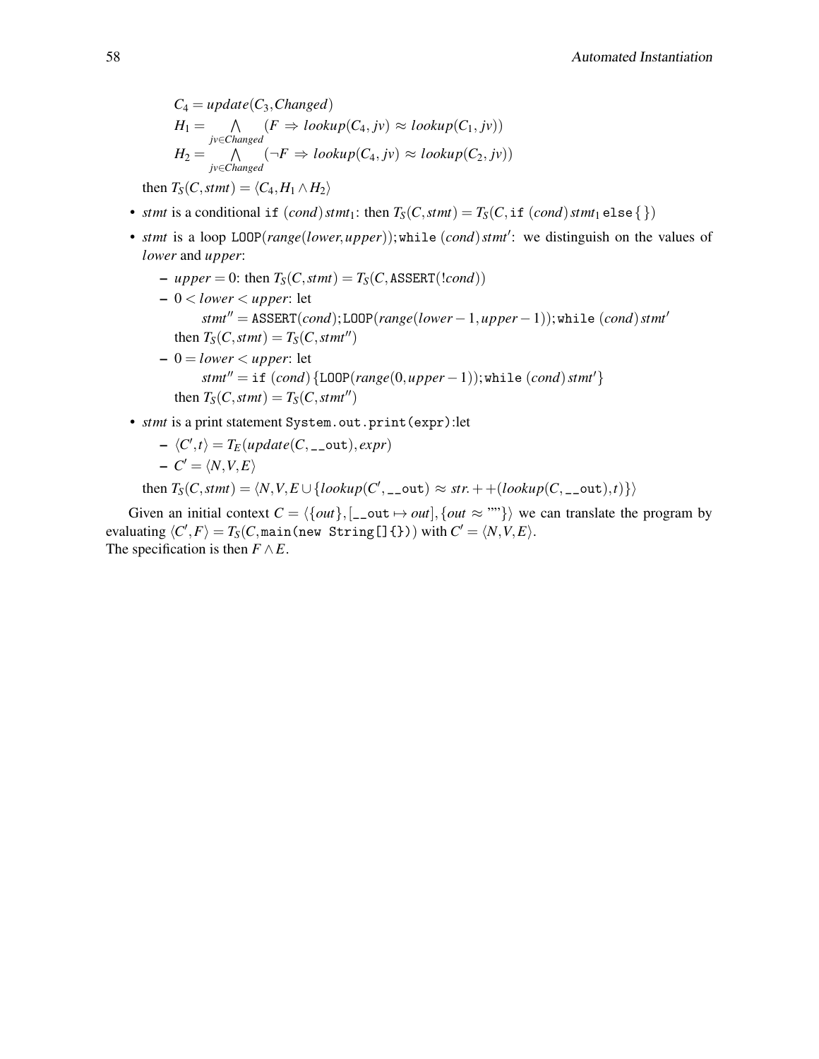$$C_4 = update(C_3, Changed)$$
$$H_1 = \bigwedge_{jv \in Changed} (F \Rightarrow lookup(C_4, jv) \approx lookup(C_1, jv))$$
$$H_2 = \bigwedge_{jv \in Changed} (\neg F \Rightarrow lookup(C_4, jv) \approx lookup(C_2, jv))$$

then $T_S(C, stmt) = \langle C_4, H_1 \wedge H_2 \rangle$

- *stmt* is a conditional `if` $(cond)\, stmt_1$: then $T_S(C, stmt) = T_S(C, \texttt{if } (cond)\, stmt_1\, \texttt{else}\, \{\,\})$
- *stmt* is a loop $\texttt{LOOP}(range(lower, upper)); \texttt{while } (cond)\, stmt'$: we distinguish on the values of *lower* and *upper*:
  - $upper = 0$: then $T_S(C, stmt) = T_S(C, \texttt{ASSERT}(!cond))$
  - $0 < lower < upper$: let
    $stmt'' = \texttt{ASSERT}(cond); \texttt{LOOP}(range(lower - 1, upper - 1)); \texttt{while } (cond)\, stmt'$
    then $T_S(C, stmt) = T_S(C, stmt'')$
  - $0 = lower < upper$: let
    $stmt'' = \texttt{if } (cond)\, \{\texttt{LOOP}(range(0, upper - 1)); \texttt{while } (cond)\, stmt'\}$
    then $T_S(C, stmt) = T_S(C, stmt'')$
- *stmt* is a print statement `System.out.print(expr)`:let
  - $\langle C', t \rangle = T_E(update(C, \texttt{\_\_out}), expr)$
  - $C' = \langle N, V, E \rangle$

  then $T_S(C, stmt) = \langle N, V, E \cup \{lookup(C', \texttt{\_\_out}) \approx str.{+}{+}(lookup(C, \texttt{\_\_out}), t)\} \rangle$

Given an initial context $C = \langle \{out\}, [\texttt{\_\_out} \mapsto out], \{out \approx \text{""}\} \rangle$ we can translate the program by evaluating $\langle C', F \rangle = T_S(C, \texttt{main(new String[]\{\})})$ with $C' = \langle N, V, E \rangle$.
The specification is then $F \wedge E$.